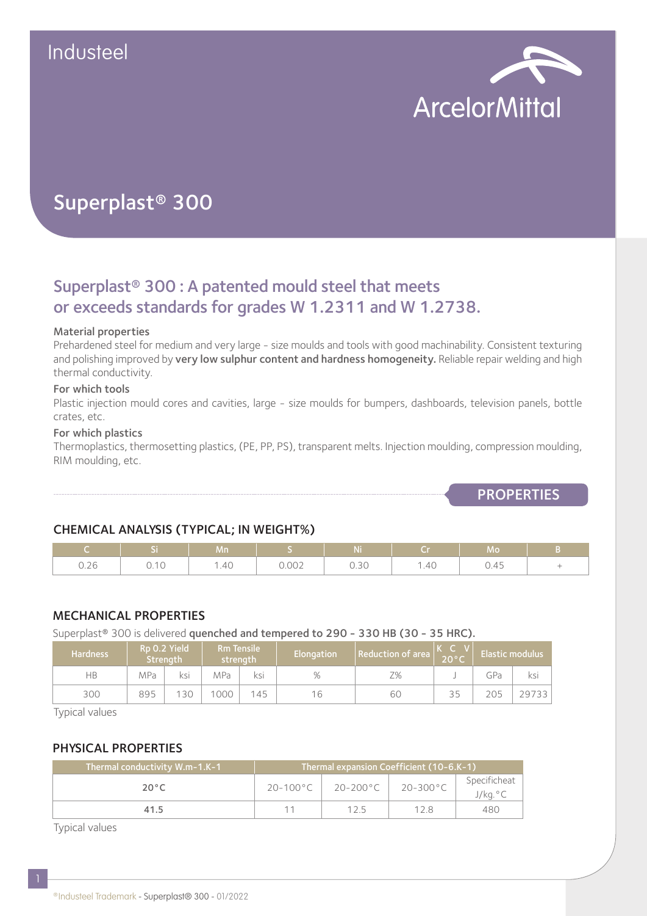Industeel

ArcelorMittal

# Superplast® 300

## Superplast® 300 : A patented mould steel that meets or exceeds standards for grades W 1.2311 and W 1.2738.

### Material properties

Prehardened steel for medium and very large - size moulds and tools with good machinability. Consistent texturing and polishing improved by **very low sulphur content and hardness homogeneity.** Reliable repair welding and high thermal conductivity.

### For which tools

Plastic injection mould cores and cavities, large - size moulds for bumpers, dashboards, television panels, bottle crates, etc.

### For which plastics

Thermoplastics, thermosetting plastics, (PE, PP, PS), transparent melts. Injection moulding, compression moulding, RIM moulding, etc.

## PROPERTIES

### CHEMICAL ANALYSIS (TYPICAL; IN WEIGHT%)

| C | Si | Mn | S | Ni | Cr | Mo | B |
|---|---|---|---|---|---|---|---|
| 0.26 | 0.10 | 1.40 | 0.002 | 0.30 | 1.40 | 0.45 | + |

### MECHANICAL PROPERTIES

Superplast® 300 is delivered **quenched and tempered to 290 - 330 HB (30 - 35 HRC).**

| Hardness | Rp 0.2 Yield Strength | | Rm Tensile strength | | Elongation | Reduction of area | K C V 20°C | Elastic modulus | |
|---|---|---|---|---|---|---|---|---|---|
| HB | MPa | ksi | MPa | ksi | % | Z% | J | GPa | ksi |
| 300 | 895 | 130 | 1000 | 145 | 16 | 60 | 35 | 205 | 29733 |

Typical values

### PHYSICAL PROPERTIES

| Thermal conductivity W.m-1.K-1 | Thermal expansion Coefficient (10-6.K-1) | | | |
|---|---|---|---|---|
| 20°C | 20-100°C | 20-200°C | 20-300°C | Specificheat J/kg.°C |
| 41.5 | 11 | 12.5 | 12.8 | 480 |

Typical values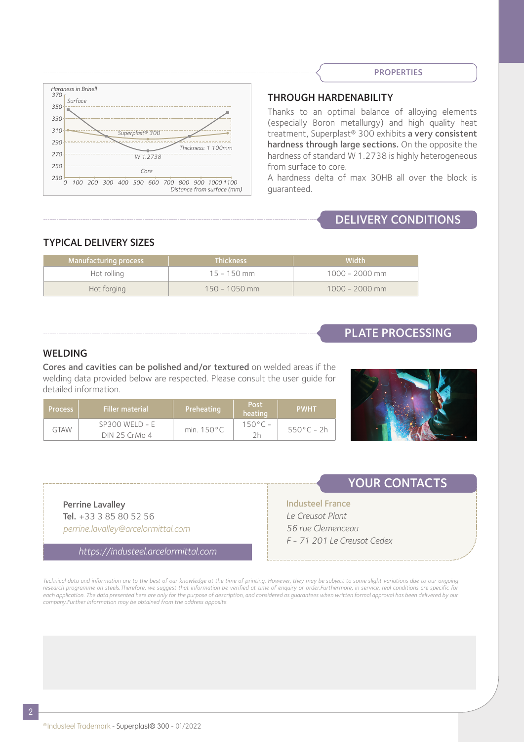## PROPERTIES

Hardness in Brinell
370
350
330
310
290
270
250
230
Surface
Superplast® 300
Thickness: 1 100mm
W 1.2738
Core
0 100 200 300 400 500 600 700 800 900 1000 1100
Distance from surface (mm)

### THROUGH HARDENABILITY

Thanks to an optimal balance of alloying elements (especially Boron metallurgy) and high quality heat treatment, Superplast® 300 exhibits **a very consistent hardness through large sections.** On the opposite the hardness of standard W 1.2738 is highly heterogeneous from surface to core.

A hardness delta of max 30HB all over the block is guaranteed.

## DELIVERY CONDITIONS

### TYPICAL DELIVERY SIZES

| Manufacturing process | Thickness | Width |
|---|---|---|
| Hot rolling | 15 - 150 mm | 1000 - 2000 mm |
| Hot forging | 150 - 1050 mm | 1000 - 2000 mm |

## PLATE PROCESSING

### WELDING

**Cores and cavities can be polished and/or textured** on welded areas if the welding data provided below are respected. Please consult the user guide for detailed information.

| Process | Filler material | Preheating | Post heating | PWHT |
|---|---|---|---|---|
| GTAW | SP300 WELD - E DIN 25 CrMo 4 | min. 150°C | 150°C - 2h | 550°C - 2h |

## YOUR CONTACTS

**Perrine Lavalley**
**Tel.** +33 3 85 80 52 56
*perrine.lavalley@arcelormittal.com*

*https://industeel.arcelormittal.com*

Industeel France
*Le Creusot Plant*
*56 rue Clemenceau*
*F - 71 201 Le Creusot Cedex*

*Technical data and information are to the best of our knowledge at the time of printing. However, they may be subject to some slight variations due to our ongoing research programme on steels.Therefore, we suggest that information be verified at time of enquiry or order.Furthermore, in service, real conditions are specific for each application. The data presented here are only for the purpose of description, and considered as guarantees when written formal approval has been delivered by our company.Further information may be obtained from the address opposite.*

®Industeel Trademark - Superplast® 300 - 01/2022